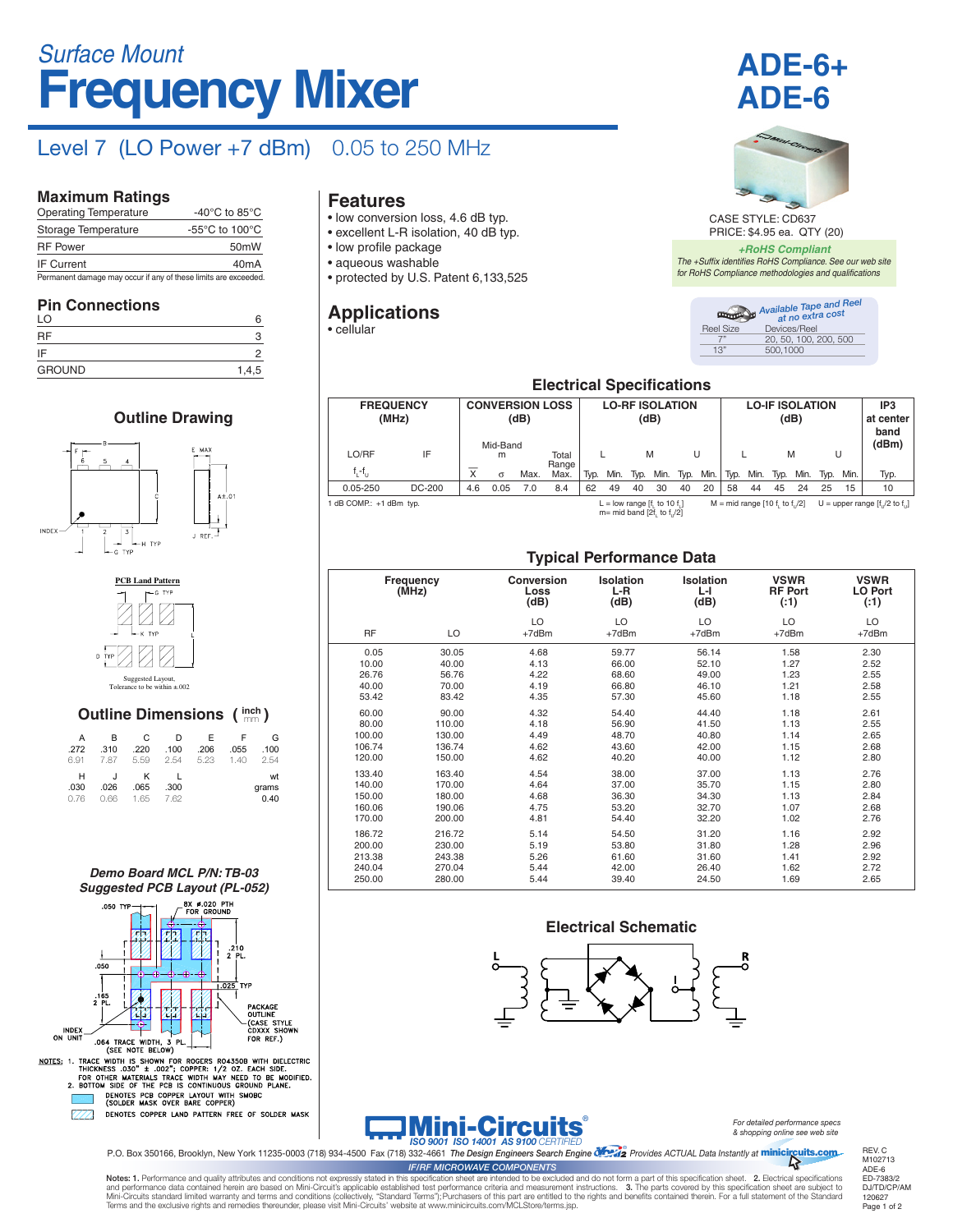*Surface Mount*

# Frequency Mixer

# ADE-6+
# ADE-6

## Level 7 (LO Power +7 dBm) 0.05 to 250 MHz

CASE STYLE: CD637
PRICE: $4.95 ea. QTY (20)

***+RoHS Compliant***
*The +Suffix identifies RoHS Compliance. See our web site for RoHS Compliance methodologies and qualifications*

## Maximum Ratings

| | |
|---|---|
| Operating Temperature | -40°C to 85°C |
| Storage Temperature | -55°C to 100°C |
| RF Power | 50mW |
| IF Current | 40mA |

Permanent damage may occur if any of these limits are exceeded.

## Pin Connections

| | |
|---|---|
| LO | 6 |
| RF | 3 |
| IF | 2 |
| GROUND | 1,4,5 |

## Features

- low conversion loss, 4.6 dB typ.
- excellent L-R isolation, 40 dB typ.
- low profile package
- aqueous washable
- protected by U.S. Patent 6,133,525

## Applications

- cellular

*Available Tape and Reel at no extra cost*

| Reel Size | Devices/Reel |
|---|---|
| 7" | 20, 50, 100, 200, 500 |
| 13" | 500,1000 |

## Electrical Specifications

| FREQUENCY (MHz) | | CONVERSION LOSS (dB) | | | | LO-RF ISOLATION (dB) | | | | | | LO-IF ISOLATION (dB) | | | | | | IP3 at center band (dBm) |
|---|---|---|---|---|---|---|---|---|---|---|---|---|---|---|---|---|---|---|
| LO/RF | IF | Mid-Band m | | | Total Range | L | | M | | U | | L | | M | | U | | |
| $f_L$-$f_U$ | | $\bar{X}$ | σ | Max. | Max. | Typ. | Min. | Typ. | Min. | Typ. | Min. | Typ. | Min. | Typ. | Min. | Typ. | Min. | Typ. |
| 0.05-250 | DC-200 | 4.6 | 0.05 | 7.0 | 8.4 | 62 | 49 | 40 | 30 | 40 | 20 | 58 | 44 | 45 | 24 | 25 | 15 | 10 |

1 dB COMP.: +1 dBm typ.

L = low range [$f_L$ to 10 $f_L$]  M = mid range [10 $f_L$ to $f_U$/2]  U = upper range [$f_U$/2 to $f_U$]
m= mid band [2$f_L$ to $f_U$/2]

## Outline Drawing

### PCB Land Pattern

Suggested Layout, Tolerance to be within ±.002

## Outline Dimensions (inch / mm)

| A | B | C | D | E | F | G |
|---|---|---|---|---|---|---|
| .272 | .310 | .220 | .100 | .206 | .055 | .100 |
| 6.91 | 7.87 | 5.59 | 2.54 | 5.23 | 1.40 | 2.54 |

| H | J | K | L | wt |
|---|---|---|---|---|
| .030 | .026 | .065 | .300 | grams |
| 0.76 | 0.66 | 1.65 | 7.62 | 0.40 |

## Typical Performance Data

| Frequency (MHz) RF | LO | Conversion Loss (dB) LO +7dBm | Isolation L-R (dB) LO +7dBm | Isolation L-I (dB) LO +7dBm | VSWR RF Port (:1) LO +7dBm | VSWR LO Port (:1) LO +7dBm |
|---|---|---|---|---|---|---|
| 0.05 | 30.05 | 4.68 | 59.77 | 56.14 | 1.58 | 2.30 |
| 10.00 | 40.00 | 4.13 | 66.00 | 52.10 | 1.27 | 2.52 |
| 26.76 | 56.76 | 4.22 | 68.60 | 49.00 | 1.23 | 2.55 |
| 40.00 | 70.00 | 4.19 | 66.80 | 46.10 | 1.21 | 2.58 |
| 53.42 | 83.42 | 4.35 | 57.30 | 45.60 | 1.18 | 2.55 |
| 60.00 | 90.00 | 4.32 | 54.40 | 44.40 | 1.18 | 2.61 |
| 80.00 | 110.00 | 4.18 | 56.90 | 41.50 | 1.13 | 2.55 |
| 100.00 | 130.00 | 4.49 | 48.70 | 40.80 | 1.14 | 2.65 |
| 106.74 | 136.74 | 4.62 | 43.60 | 42.00 | 1.15 | 2.68 |
| 120.00 | 150.00 | 4.62 | 40.20 | 40.00 | 1.12 | 2.80 |
| 133.40 | 163.40 | 4.54 | 38.00 | 37.00 | 1.13 | 2.76 |
| 140.00 | 170.00 | 4.64 | 37.00 | 35.70 | 1.15 | 2.80 |
| 150.00 | 180.00 | 4.68 | 36.30 | 34.30 | 1.13 | 2.84 |
| 160.06 | 190.06 | 4.75 | 53.20 | 32.70 | 1.07 | 2.68 |
| 170.00 | 200.00 | 4.81 | 54.40 | 32.20 | 1.02 | 2.76 |
| 186.72 | 216.72 | 5.14 | 54.50 | 31.20 | 1.16 | 2.92 |
| 200.00 | 230.00 | 5.19 | 53.80 | 31.80 | 1.28 | 2.96 |
| 213.38 | 243.38 | 5.26 | 61.60 | 31.60 | 1.41 | 2.92 |
| 240.04 | 270.04 | 5.44 | 42.00 | 26.40 | 1.62 | 2.72 |
| 250.00 | 280.00 | 5.44 | 39.40 | 24.50 | 1.69 | 2.65 |

### *Demo Board MCL P/N: TB-03*
### *Suggested PCB Layout (PL-052)*

NOTES: 1. TRACE WIDTH IS SHOWN FOR ROGERS RO4350B WITH DIELECTRIC THICKNESS .030" ± .002"; COPPER: 1/2 OZ. EACH SIDE. FOR OTHER MATERIALS TRACE WIDTH MAY NEED TO BE MODIFIED.
2. BOTTOM SIDE OF THE PCB IS CONTINUOUS GROUND PLANE.

DENOTES PCB COPPER LAYOUT WITH SMOBC (SOLDER MASK OVER BARE COPPER)

DENOTES COPPER LAND PATTERN FREE OF SOLDER MASK

## Electrical Schematic

Mini-Circuits® ISO 9001 ISO 14001 AS 9100 CERTIFIED

*For detailed performance specs & shopping online see web site*

P.O. Box 350166, Brooklyn, New York 11235-0003 (718) 934-4500 Fax (718) 332-4661 *The Design Engineers Search Engine* Provides ACTUAL Data Instantly at minicircuits.com

*IF/RF MICROWAVE COMPONENTS*

Notes: 1. Performance and quality attributes and conditions not expressly stated in this specification sheet are intended to be excluded and do not form a part of this specification sheet. 2. Electrical specifications and performance data contained herein are based on Mini-Circuit's applicable established test performance criteria and measurement instructions. 3. The parts covered by this specification sheet are subject to Mini-Circuits standard limited warranty and terms and conditions (collectively, "Standard Terms"); Purchasers of this part are entitled to the rights and benefits contained therein. For a full statement of the Standard Terms and the exclusive rights and remedies thereunder, please visit Mini-Circuits' website at www.minicircuits.com/MCLStore/terms.jsp.

REV. C
M102713
ADE-6
ED-7383/2
DJ/TD/CP/AM
120627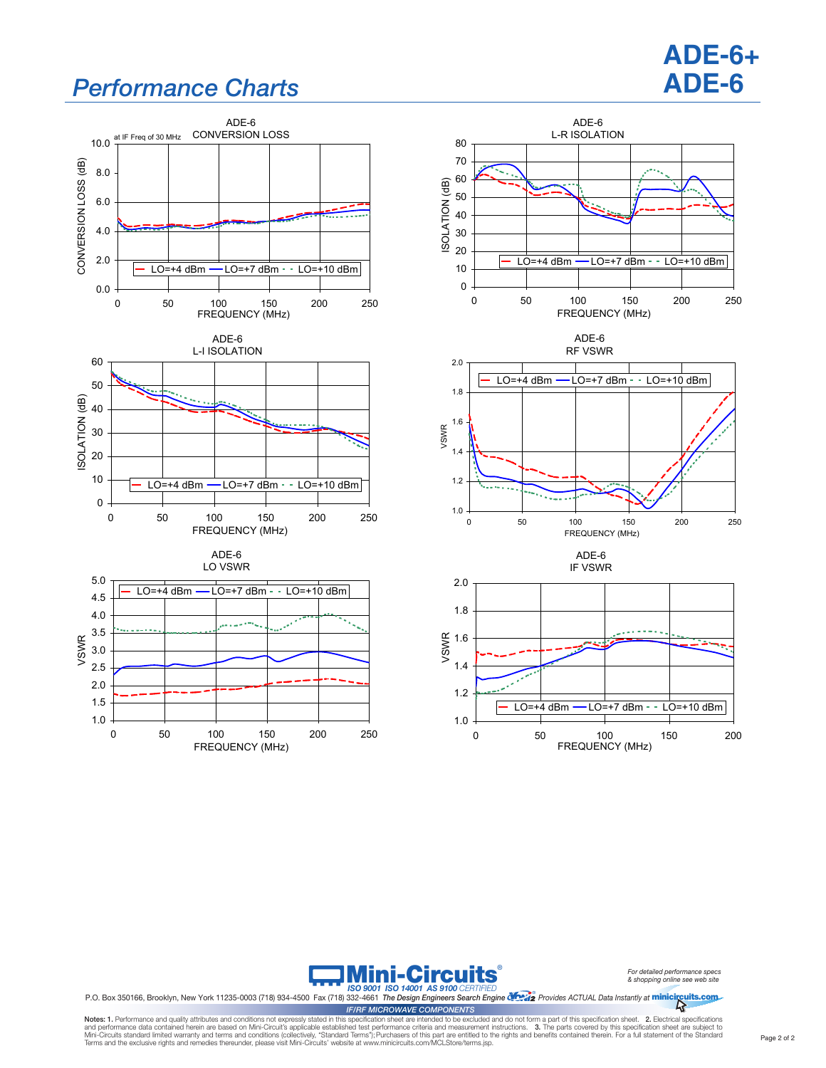# ADE-6+
# ADE-6

## Performance Charts

ADE-6
CONVERSION LOSS
at IF Freq of 30 MHz

CONVERSION LOSS (dB)
10.0
8.0
6.0
4.0
2.0
0.0
0 50 100 150 200 250
FREQUENCY (MHz)
LO=+4 dBm LO=+7 dBm LO=+10 dBm

ADE-6
L-R ISOLATION

ISOLATION (dB)
80
70
60
50
40
30
20
10
0
0 50 100 150 200 250
FREQUENCY (MHz)
LO=+4 dBm LO=+7 dBm LO=+10 dBm

ADE-6
L-I ISOLATION

ISOLATION (dB)
60
50
40
30
20
10
0
0 50 100 150 200 250
FREQUENCY (MHz)
LO=+4 dBm LO=+7 dBm LO=+10 dBm

ADE-6
RF VSWR

VSWR
2.0
1.8
1.6
1.4
1.2
1.0
0 50 100 150 200 250
FREQUENCY (MHz)
LO=+4 dBm LO=+7 dBm LO=+10 dBm

ADE-6
LO VSWR

VSWR
5.0
4.5
4.0
3.5
3.0
2.5
2.0
1.5
1.0
0 50 100 150 200 250
FREQUENCY (MHz)
LO=+4 dBm LO=+7 dBm LO=+10 dBm

ADE-6
IF VSWR

VSWR
2.0
1.8
1.6
1.4
1.2
1.0
0 50 100 150 200
FREQUENCY (MHz)
LO=+4 dBm LO=+7 dBm LO=+10 dBm

Mini-Circuits®
ISO 9001 ISO 14001 AS 9100 CERTIFIED

P.O. Box 350166, Brooklyn, New York 11235-0003 (718) 934-4500 Fax (718) 332-4661 *The Design Engineers Search Engine* Provides ACTUAL Data Instantly at minicircuits.com

*For detailed performance specs & shopping online see web site*

*IF/RF MICROWAVE COMPONENTS*

Notes: 1. Performance and quality attributes and conditions not expressly stated in this specification sheet are intended to be excluded and do not form a part of this specification sheet. 2. Electrical specifications and performance data contained herein are based on Mini-Circuit's applicable established test performance criteria and measurement instructions. 3. The parts covered by this specification sheet are subject to Mini-Circuits standard limited warranty and terms and conditions (collectively, "Standard Terms"); Purchasers of this part are entitled to the rights and benefits contained therein. For a full statement of the Standard Terms and the exclusive rights and remedies thereunder, please visit Mini-Circuits' website at www.minicircuits.com/MCLStore/terms.jsp.